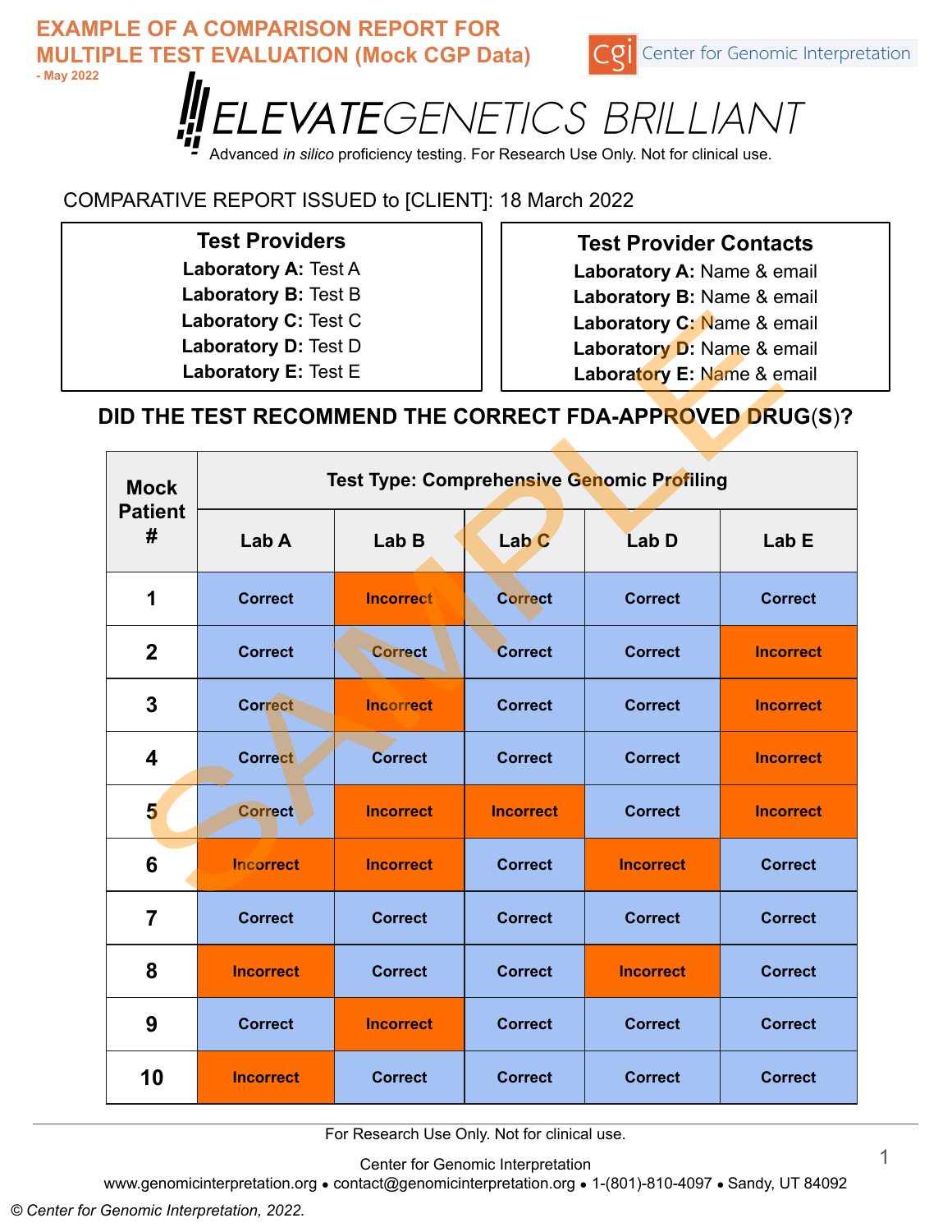**EXAMPLE OF A COMPARISON REPORT FOR MULTIPLE TEST EVALUATION (Mock CGP Data)**

**- May 2022**

Center for Genomic Interpretation

# ELEVATEGENETICS BRILLIANT

Advanced *in silico* proficiency testing. For Research Use Only. Not for clinical use.

COMPARATIVE REPORT ISSUED to [CLIENT]: 18 March 2022

**Test Providers**

**Laboratory A:** Test A
**Laboratory B:** Test B
**Laboratory C:** Test C
**Laboratory D:** Test D
**Laboratory E:** Test E

**Test Provider Contacts**

**Laboratory A:** Name & email
**Laboratory B:** Name & email
**Laboratory C:** Name & email
**Laboratory D:** Name & email
**Laboratory E:** Name & email

## DID THE TEST RECOMMEND THE CORRECT FDA-APPROVED DRUG(S)?

| Mock Patient # | Test Type: Comprehensive Genomic Profiling | | | | |
|---|---|---|---|---|---|
| | Lab A | Lab B | Lab C | Lab D | Lab E |
| 1 | Correct | Incorrect | Correct | Correct | Correct |
| 2 | Correct | Correct | Correct | Correct | Incorrect |
| 3 | Correct | Incorrect | Correct | Correct | Incorrect |
| 4 | Correct | Correct | Correct | Correct | Incorrect |
| 5 | Correct | Incorrect | Incorrect | Correct | Incorrect |
| 6 | Incorrect | Incorrect | Correct | Incorrect | Correct |
| 7 | Correct | Correct | Correct | Correct | Correct |
| 8 | Incorrect | Correct | Correct | Incorrect | Correct |
| 9 | Correct | Incorrect | Correct | Correct | Correct |
| 10 | Incorrect | Correct | Correct | Correct | Correct |

For Research Use Only. Not for clinical use.

Center for Genomic Interpretation
www.genomicinterpretation.org • contact@genomicinterpretation.org • 1-(801)-810-4097 • Sandy, UT 84092

*© Center for Genomic Interpretation, 2022.*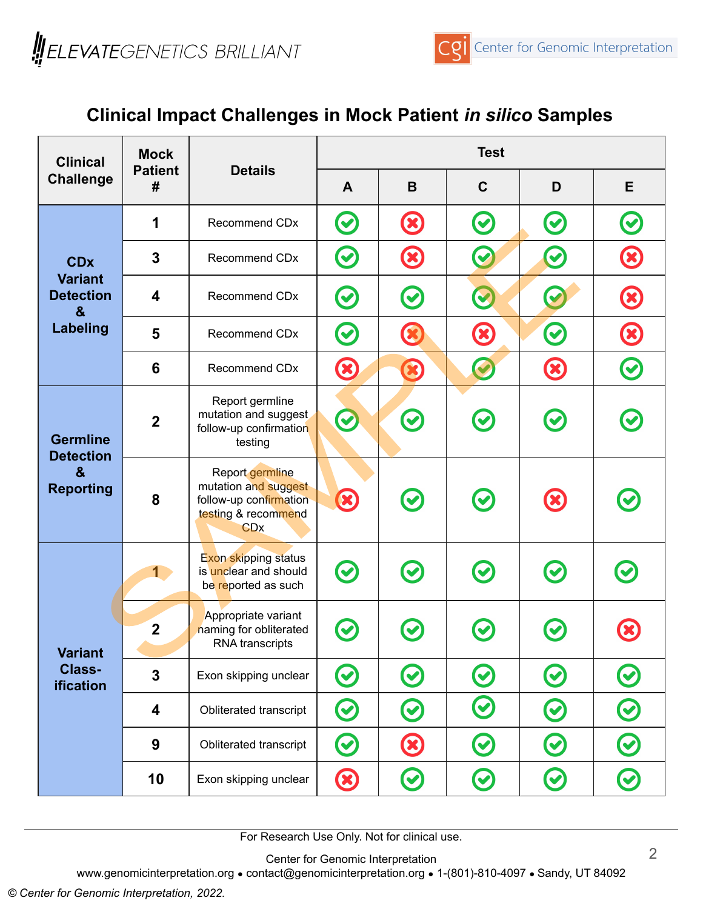## Clinical Impact Challenges in Mock Patient *in silico* Samples

| Clinical Challenge | Mock Patient # | Details | Test | | | | |
|---|---|---|---|---|---|---|---|
| | | | A | B | C | D | E |
| CDx Variant Detection & Labeling | 1 | Recommend CDx | ✓ | ✗ | ✓ | ✓ | ✓ |
| | 3 | Recommend CDx | ✓ | ✗ | ✓ | ✓ | ✗ |
| | 4 | Recommend CDx | ✓ | ✓ | ✓ | ✓ | ✗ |
| | 5 | Recommend CDx | ✓ | ✗ | ✗ | ✓ | ✗ |
| | 6 | Recommend CDx | ✗ | ✗ | ✓ | ✗ | ✓ |
| Germline Detection & Reporting | 2 | Report germline mutation and suggest follow-up confirmation testing | ✓ | ✓ | ✓ | ✓ | ✓ |
| | 8 | Report germline mutation and suggest follow-up confirmation testing & recommend CDx | ✗ | ✓ | ✓ | ✗ | ✓ |
| Variant Class-ification | 1 | Exon skipping status is unclear and should be reported as such | ✓ | ✓ | ✓ | ✓ | ✓ |
| | 2 | Appropriate variant naming for obliterated RNA transcripts | ✓ | ✓ | ✓ | ✓ | ✗ |
| | 3 | Exon skipping unclear | ✓ | ✓ | ✓ | ✓ | ✓ |
| | 4 | Obliterated transcript | ✓ | ✓ | ✓ | ✓ | ✓ |
| | 9 | Obliterated transcript | ✓ | ✗ | ✓ | ✓ | ✓ |
| | 10 | Exon skipping unclear | ✗ | ✓ | ✓ | ✓ | ✓ |

SAMPLE

For Research Use Only. Not for clinical use.

Center for Genomic Interpretation
www.genomicinterpretation.org • contact@genomicinterpretation.org • 1-(801)-810-4097 • Sandy, UT 84092

© Center for Genomic Interpretation, 2022.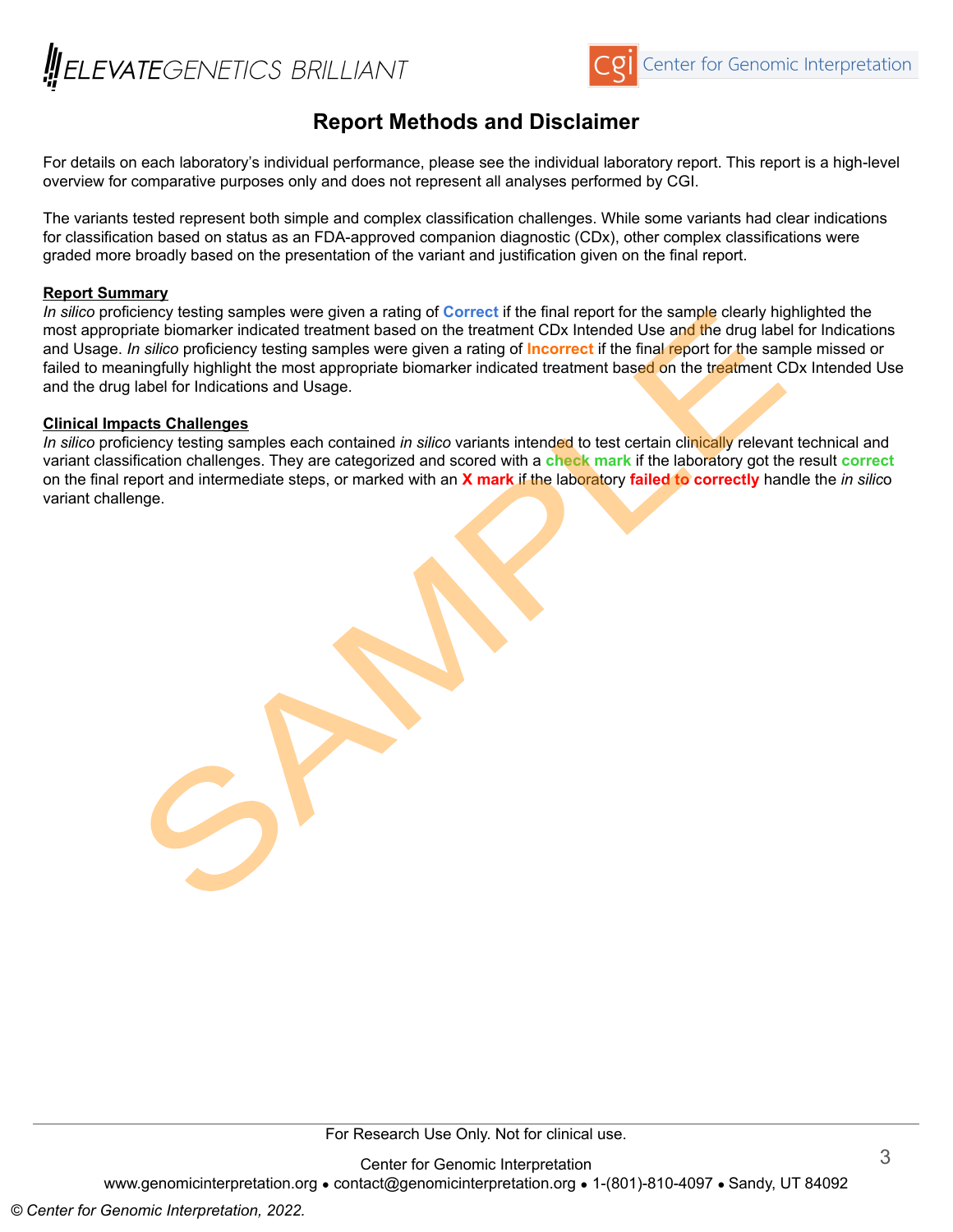# Report Methods and Disclaimer

For details on each laboratory's individual performance, please see the individual laboratory report. This report is a high-level overview for comparative purposes only and does not represent all analyses performed by CGI.

The variants tested represent both simple and complex classification challenges. While some variants had clear indications for classification based on status as an FDA-approved companion diagnostic (CDx), other complex classifications were graded more broadly based on the presentation of the variant and justification given on the final report.

**Report Summary**

*In silico* proficiency testing samples were given a rating of **Correct** if the final report for the sample clearly highlighted the most appropriate biomarker indicated treatment based on the treatment CDx Intended Use and the drug label for Indications and Usage. *In silico* proficiency testing samples were given a rating of **Incorrect** if the final report for the sample missed or failed to meaningfully highlight the most appropriate biomarker indicated treatment based on the treatment CDx Intended Use and the drug label for Indications and Usage.

**Clinical Impacts Challenges**

*In silico* proficiency testing samples each contained *in silico* variants intended to test certain clinically relevant technical and variant classification challenges. They are categorized and scored with a **check mark** if the laboratory got the result **correct** on the final report and intermediate steps, or marked with an **X mark** if the laboratory **failed to correctly** handle the *in silico* variant challenge.

For Research Use Only. Not for clinical use.

Center for Genomic Interpretation
www.genomicinterpretation.org • contact@genomicinterpretation.org • 1-(801)-810-4097 • Sandy, UT 84092

*© Center for Genomic Interpretation, 2022.*